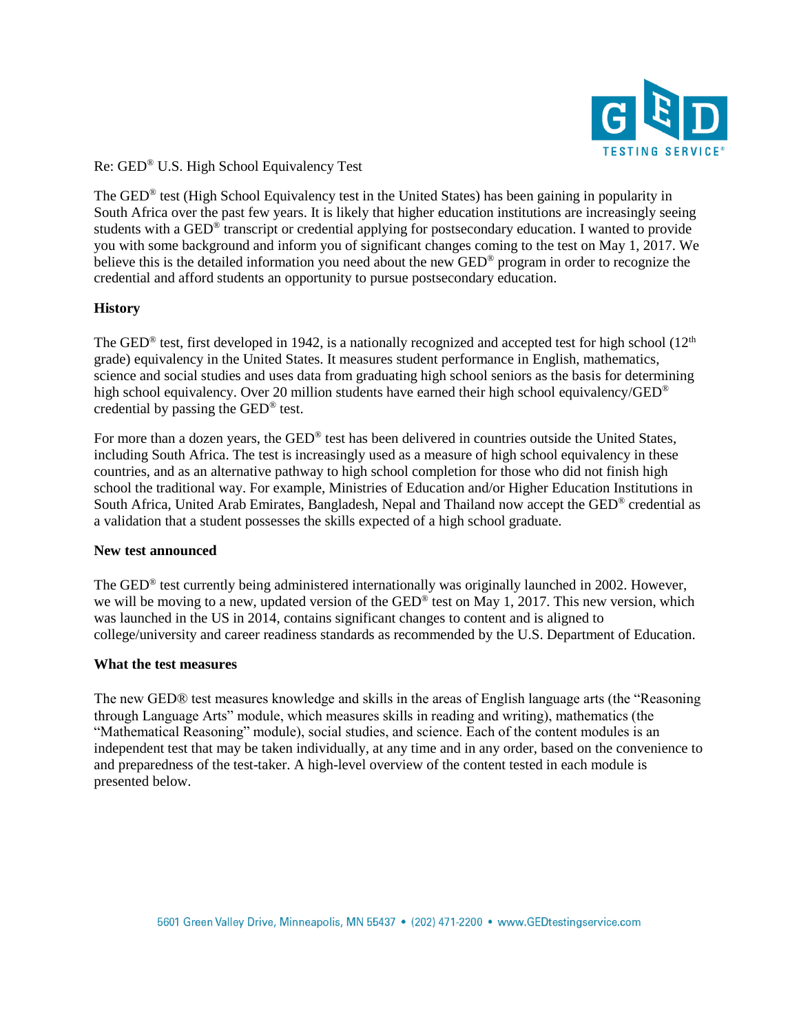Re: GED® U.S. High School Equivalency Test

The GED® test (High School Equivalency test in the United States) has been gaining in popularity in South Africa over the past few years. It is likely that higher education institutions are increasingly seeing students with a GED® transcript or credential applying for postsecondary education. I wanted to provide you with some background and inform you of significant changes coming to the test on May 1, 2017. We believe this is the detailed information you need about the new GED® program in order to recognize the credential and afford students an opportunity to pursue postsecondary education.

**History**

The GED® test, first developed in 1942, is a nationally recognized and accepted test for high school (12th grade) equivalency in the United States. It measures student performance in English, mathematics, science and social studies and uses data from graduating high school seniors as the basis for determining high school equivalency. Over 20 million students have earned their high school equivalency/GED® credential by passing the GED® test.

For more than a dozen years, the GED® test has been delivered in countries outside the United States, including South Africa. The test is increasingly used as a measure of high school equivalency in these countries, and as an alternative pathway to high school completion for those who did not finish high school the traditional way. For example, Ministries of Education and/or Higher Education Institutions in South Africa, United Arab Emirates, Bangladesh, Nepal and Thailand now accept the GED® credential as a validation that a student possesses the skills expected of a high school graduate.

**New test announced**

The GED® test currently being administered internationally was originally launched in 2002. However, we will be moving to a new, updated version of the GED® test on May 1, 2017. This new version, which was launched in the US in 2014, contains significant changes to content and is aligned to college/university and career readiness standards as recommended by the U.S. Department of Education.

**What the test measures**

The new GED® test measures knowledge and skills in the areas of English language arts (the "Reasoning through Language Arts" module, which measures skills in reading and writing), mathematics (the "Mathematical Reasoning" module), social studies, and science. Each of the content modules is an independent test that may be taken individually, at any time and in any order, based on the convenience to and preparedness of the test-taker. A high-level overview of the content tested in each module is presented below.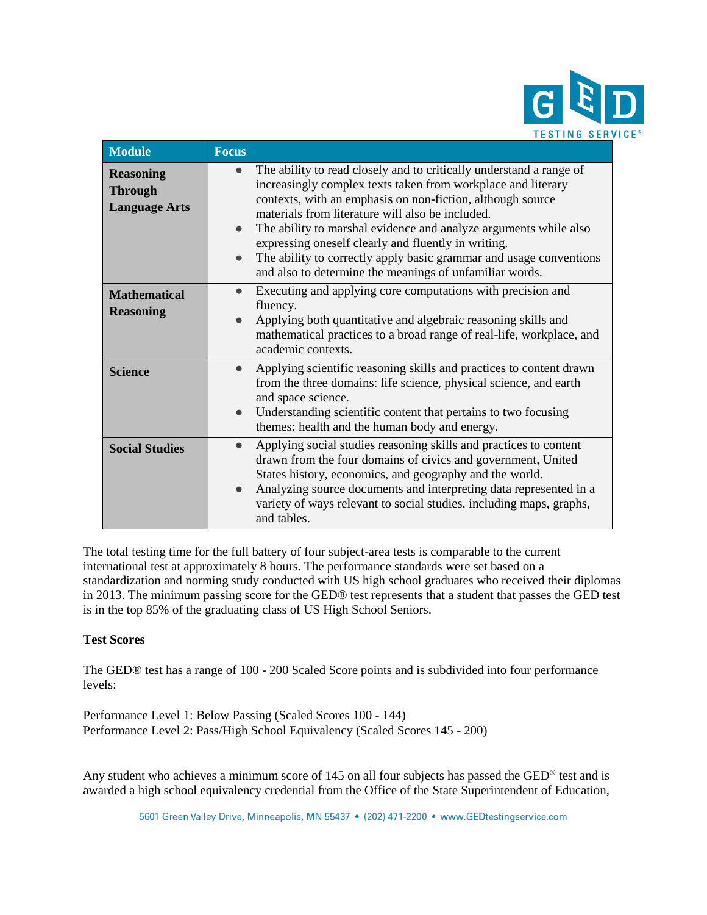| Module | Focus |
| --- | --- |
| **Reasoning Through Language Arts** | • The ability to read closely and to critically understand a range of increasingly complex texts taken from workplace and literary contexts, with an emphasis on non-fiction, although source materials from literature will also be included.<br>• The ability to marshal evidence and analyze arguments while also expressing oneself clearly and fluently in writing.<br>• The ability to correctly apply basic grammar and usage conventions and also to determine the meanings of unfamiliar words. |
| **Mathematical Reasoning** | • Executing and applying core computations with precision and fluency.<br>• Applying both quantitative and algebraic reasoning skills and mathematical practices to a broad range of real-life, workplace, and academic contexts. |
| **Science** | • Applying scientific reasoning skills and practices to content drawn from the three domains: life science, physical science, and earth and space science.<br>• Understanding scientific content that pertains to two focusing themes: health and the human body and energy. |
| **Social Studies** | • Applying social studies reasoning skills and practices to content drawn from the four domains of civics and government, United States history, economics, and geography and the world.<br>• Analyzing source documents and interpreting data represented in a variety of ways relevant to social studies, including maps, graphs, and tables. |

The total testing time for the full battery of four subject-area tests is comparable to the current international test at approximately 8 hours. The performance standards were set based on a standardization and norming study conducted with US high school graduates who received their diplomas in 2013. The minimum passing score for the GED® test represents that a student that passes the GED test is in the top 85% of the graduating class of US High School Seniors.

**Test Scores**

The GED® test has a range of 100 - 200 Scaled Score points and is subdivided into four performance levels:

Performance Level 1: Below Passing (Scaled Scores 100 - 144)
Performance Level 2: Pass/High School Equivalency (Scaled Scores 145 - 200)

Any student who achieves a minimum score of 145 on all four subjects has passed the GED® test and is awarded a high school equivalency credential from the Office of the State Superintendent of Education,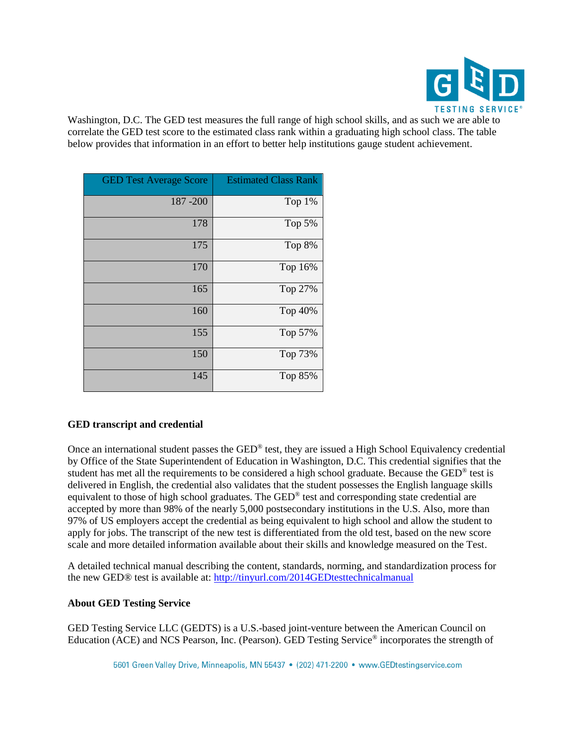Washington, D.C. The GED test measures the full range of high school skills, and as such we are able to correlate the GED test score to the estimated class rank within a graduating high school class. The table below provides that information in an effort to better help institutions gauge student achievement.

| GED Test Average Score | Estimated Class Rank |
|---|---|
| 187 -200 | Top 1% |
| 178 | Top 5% |
| 175 | Top 8% |
| 170 | Top 16% |
| 165 | Top 27% |
| 160 | Top 40% |
| 155 | Top 57% |
| 150 | Top 73% |
| 145 | Top 85% |

**GED transcript and credential**

Once an international student passes the GED® test, they are issued a High School Equivalency credential by Office of the State Superintendent of Education in Washington, D.C. This credential signifies that the student has met all the requirements to be considered a high school graduate. Because the GED® test is delivered in English, the credential also validates that the student possesses the English language skills equivalent to those of high school graduates. The GED® test and corresponding state credential are accepted by more than 98% of the nearly 5,000 postsecondary institutions in the U.S. Also, more than 97% of US employers accept the credential as being equivalent to high school and allow the student to apply for jobs. The transcript of the new test is differentiated from the old test, based on the new score scale and more detailed information available about their skills and knowledge measured on the Test.

A detailed technical manual describing the content, standards, norming, and standardization process for the new GED® test is available at: http://tinyurl.com/2014GEDtesttechnicalmanual

**About GED Testing Service**

GED Testing Service LLC (GEDTS) is a U.S.-based joint-venture between the American Council on Education (ACE) and NCS Pearson, Inc. (Pearson). GED Testing Service® incorporates the strength of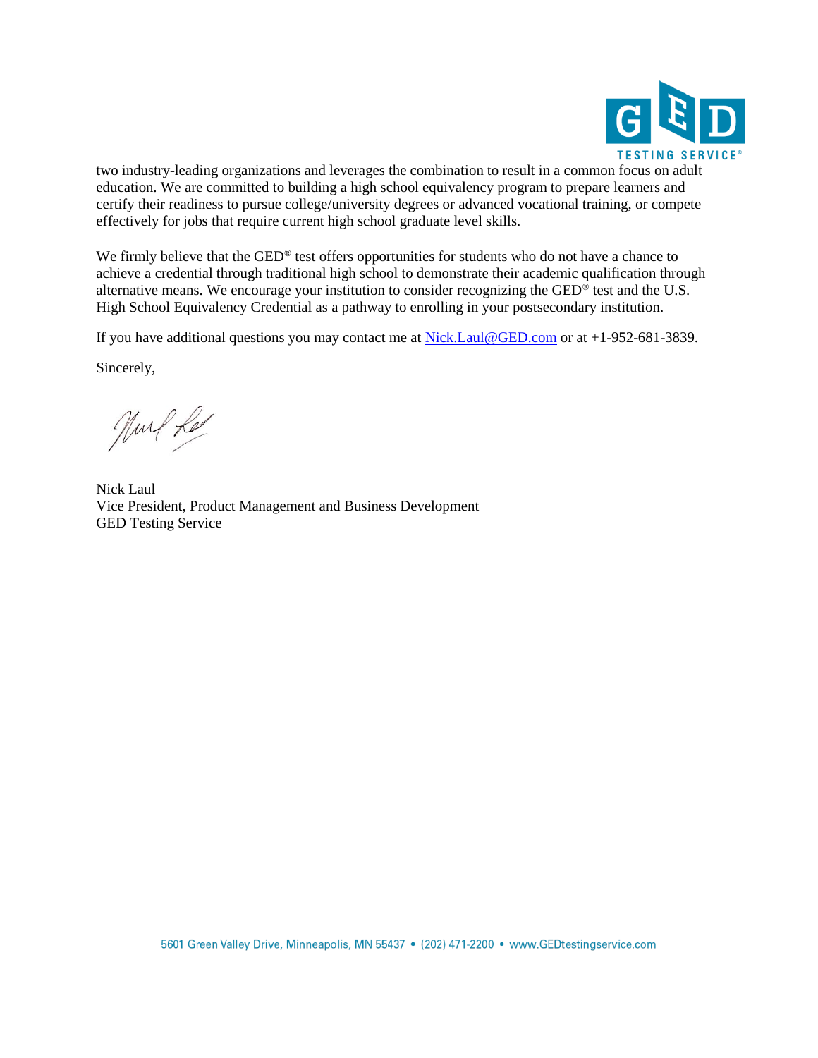two industry-leading organizations and leverages the combination to result in a common focus on adult education. We are committed to building a high school equivalency program to prepare learners and certify their readiness to pursue college/university degrees or advanced vocational training, or compete effectively for jobs that require current high school graduate level skills.

We firmly believe that the GED® test offers opportunities for students who do not have a chance to achieve a credential through traditional high school to demonstrate their academic qualification through alternative means. We encourage your institution to consider recognizing the GED® test and the U.S. High School Equivalency Credential as a pathway to enrolling in your postsecondary institution.

If you have additional questions you may contact me at Nick.Laul@GED.com or at +1-952-681-3839.

Sincerely,

Nick Laul
Vice President, Product Management and Business Development
GED Testing Service

5601 Green Valley Drive, Minneapolis, MN 55437 • (202) 471-2200 • www.GEDtestingservice.com